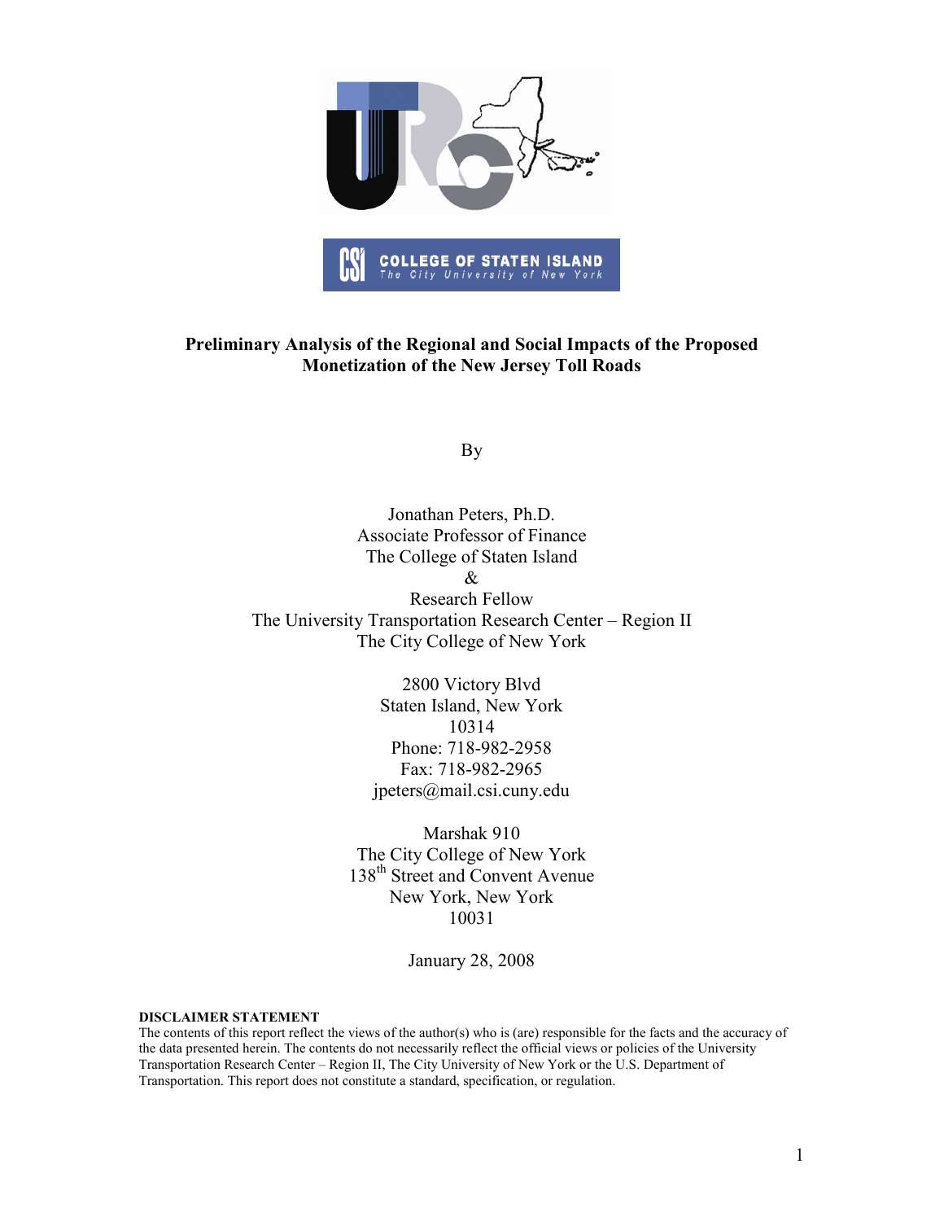COLLEGE OF STATEN ISLAND
The City University of New York

# Preliminary Analysis of the Regional and Social Impacts of the Proposed Monetization of the New Jersey Toll Roads

By

Jonathan Peters, Ph.D.
Associate Professor of Finance
The College of Staten Island
&
Research Fellow
The University Transportation Research Center – Region II
The City College of New York

2800 Victory Blvd
Staten Island, New York
10314
Phone: 718-982-2958
Fax: 718-982-2965
jpeters@mail.csi.cuny.edu

Marshak 910
The City College of New York
138th Street and Convent Avenue
New York, New York
10031

January 28, 2008

**DISCLAIMER STATEMENT**
The contents of this report reflect the views of the author(s) who is (are) responsible for the facts and the accuracy of the data presented herein. The contents do not necessarily reflect the official views or policies of the University Transportation Research Center – Region II, The City University of New York or the U.S. Department of Transportation. This report does not constitute a standard, specification, or regulation.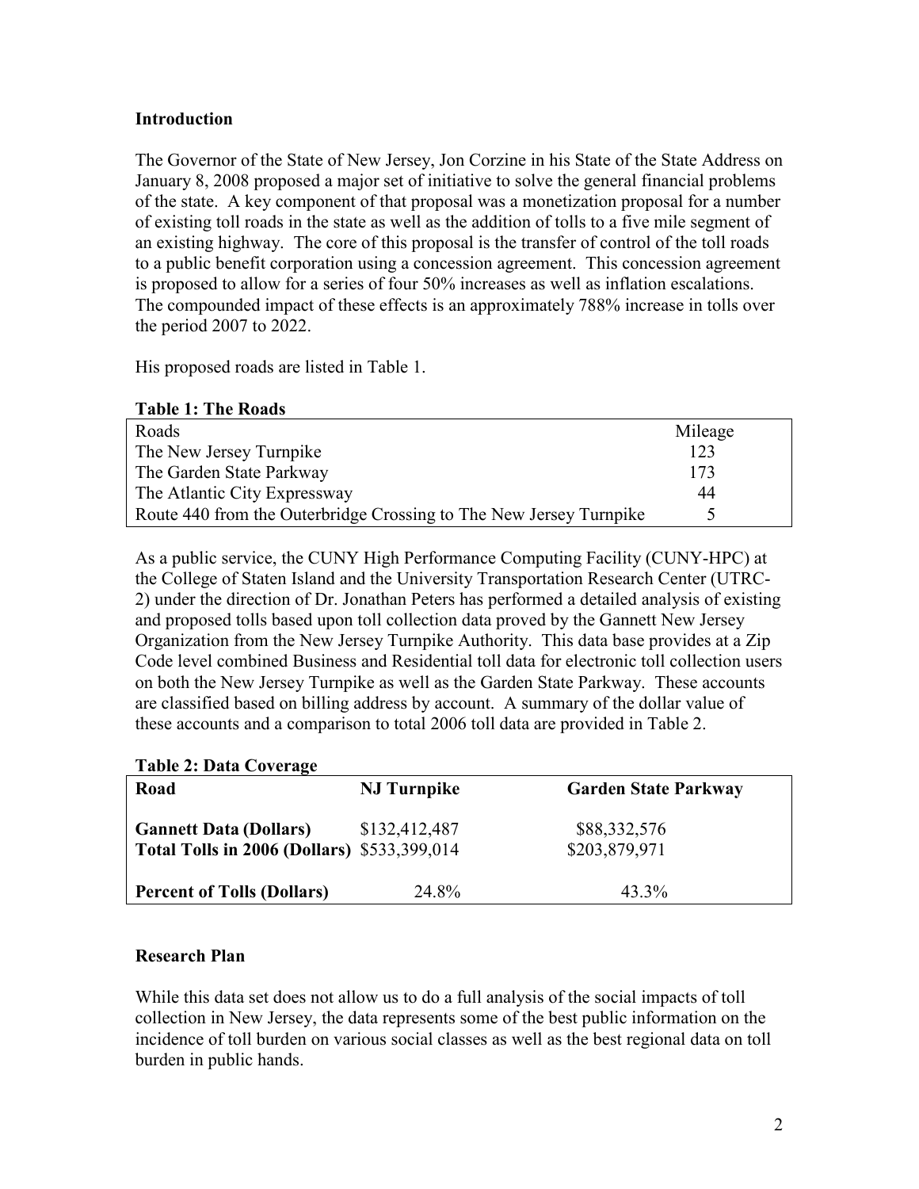## Introduction

The Governor of the State of New Jersey, Jon Corzine in his State of the State Address on January 8, 2008 proposed a major set of initiative to solve the general financial problems of the state. A key component of that proposal was a monetization proposal for a number of existing toll roads in the state as well as the addition of tolls to a five mile segment of an existing highway. The core of this proposal is the transfer of control of the toll roads to a public benefit corporation using a concession agreement. This concession agreement is proposed to allow for a series of four 50% increases as well as inflation escalations. The compounded impact of these effects is an approximately 788% increase in tolls over the period 2007 to 2022.

His proposed roads are listed in Table 1.

**Table 1: The Roads**

| Roads | Mileage |
|---|---|
| The New Jersey Turnpike | 123 |
| The Garden State Parkway | 173 |
| The Atlantic City Expressway | 44 |
| Route 440 from the Outerbridge Crossing to The New Jersey Turnpike | 5 |

As a public service, the CUNY High Performance Computing Facility (CUNY-HPC) at the College of Staten Island and the University Transportation Research Center (UTRC-2) under the direction of Dr. Jonathan Peters has performed a detailed analysis of existing and proposed tolls based upon toll collection data proved by the Gannett New Jersey Organization from the New Jersey Turnpike Authority. This data base provides at a Zip Code level combined Business and Residential toll data for electronic toll collection users on both the New Jersey Turnpike as well as the Garden State Parkway. These accounts are classified based on billing address by account. A summary of the dollar value of these accounts and a comparison to total 2006 toll data are provided in Table 2.

**Table 2: Data Coverage**

| **Road** | **NJ Turnpike** | **Garden State Parkway** |
|---|---|---|
| **Gannett Data (Dollars)** | $132,412,487 | $88,332,576 |
| **Total Tolls in 2006 (Dollars)** | $533,399,014 | $203,879,971 |
| **Percent of Tolls (Dollars)** | 24.8% | 43.3% |

## Research Plan

While this data set does not allow us to do a full analysis of the social impacts of toll collection in New Jersey, the data represents some of the best public information on the incidence of toll burden on various social classes as well as the best regional data on toll burden in public hands.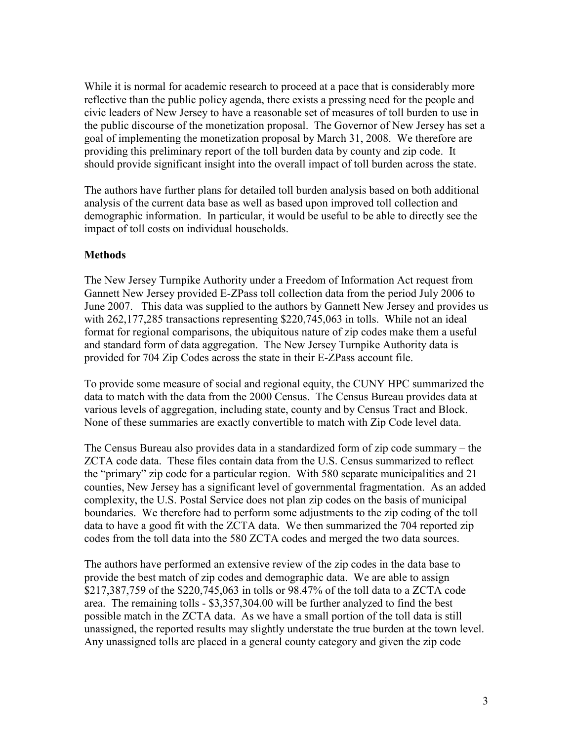While it is normal for academic research to proceed at a pace that is considerably more reflective than the public policy agenda, there exists a pressing need for the people and civic leaders of New Jersey to have a reasonable set of measures of toll burden to use in the public discourse of the monetization proposal. The Governor of New Jersey has set a goal of implementing the monetization proposal by March 31, 2008. We therefore are providing this preliminary report of the toll burden data by county and zip code. It should provide significant insight into the overall impact of toll burden across the state.

The authors have further plans for detailed toll burden analysis based on both additional analysis of the current data base as well as based upon improved toll collection and demographic information. In particular, it would be useful to be able to directly see the impact of toll costs on individual households.

**Methods**

The New Jersey Turnpike Authority under a Freedom of Information Act request from Gannett New Jersey provided E-ZPass toll collection data from the period July 2006 to June 2007. This data was supplied to the authors by Gannett New Jersey and provides us with 262,177,285 transactions representing $220,745,063 in tolls. While not an ideal format for regional comparisons, the ubiquitous nature of zip codes make them a useful and standard form of data aggregation. The New Jersey Turnpike Authority data is provided for 704 Zip Codes across the state in their E-ZPass account file.

To provide some measure of social and regional equity, the CUNY HPC summarized the data to match with the data from the 2000 Census. The Census Bureau provides data at various levels of aggregation, including state, county and by Census Tract and Block. None of these summaries are exactly convertible to match with Zip Code level data.

The Census Bureau also provides data in a standardized form of zip code summary – the ZCTA code data. These files contain data from the U.S. Census summarized to reflect the "primary" zip code for a particular region. With 580 separate municipalities and 21 counties, New Jersey has a significant level of governmental fragmentation. As an added complexity, the U.S. Postal Service does not plan zip codes on the basis of municipal boundaries. We therefore had to perform some adjustments to the zip coding of the toll data to have a good fit with the ZCTA data. We then summarized the 704 reported zip codes from the toll data into the 580 ZCTA codes and merged the two data sources.

The authors have performed an extensive review of the zip codes in the data base to provide the best match of zip codes and demographic data. We are able to assign $217,387,759 of the $220,745,063 in tolls or 98.47% of the toll data to a ZCTA code area. The remaining tolls - $3,357,304.00 will be further analyzed to find the best possible match in the ZCTA data. As we have a small portion of the toll data is still unassigned, the reported results may slightly understate the true burden at the town level. Any unassigned tolls are placed in a general county category and given the zip code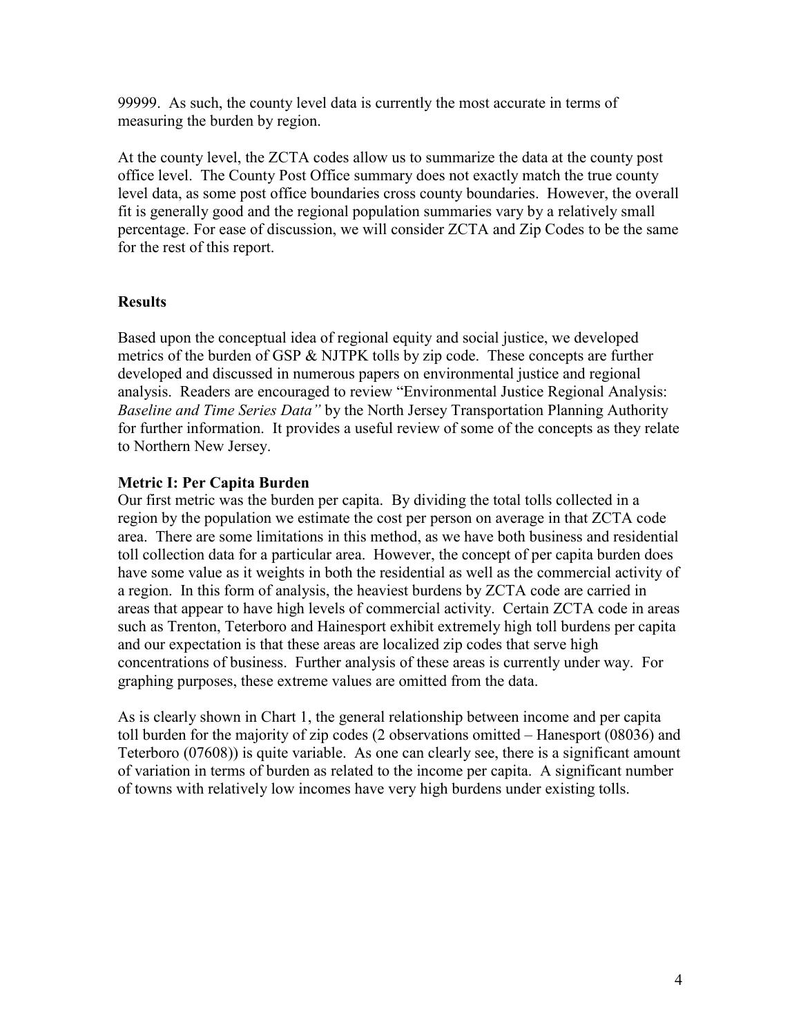99999. As such, the county level data is currently the most accurate in terms of measuring the burden by region.

At the county level, the ZCTA codes allow us to summarize the data at the county post office level. The County Post Office summary does not exactly match the true county level data, as some post office boundaries cross county boundaries. However, the overall fit is generally good and the regional population summaries vary by a relatively small percentage. For ease of discussion, we will consider ZCTA and Zip Codes to be the same for the rest of this report.

## Results

Based upon the conceptual idea of regional equity and social justice, we developed metrics of the burden of GSP & NJTPK tolls by zip code. These concepts are further developed and discussed in numerous papers on environmental justice and regional analysis. Readers are encouraged to review "Environmental Justice Regional Analysis: *Baseline and Time Series Data"* by the North Jersey Transportation Planning Authority for further information. It provides a useful review of some of the concepts as they relate to Northern New Jersey.

### Metric I: Per Capita Burden

Our first metric was the burden per capita. By dividing the total tolls collected in a region by the population we estimate the cost per person on average in that ZCTA code area. There are some limitations in this method, as we have both business and residential toll collection data for a particular area. However, the concept of per capita burden does have some value as it weights in both the residential as well as the commercial activity of a region. In this form of analysis, the heaviest burdens by ZCTA code are carried in areas that appear to have high levels of commercial activity. Certain ZCTA code in areas such as Trenton, Teterboro and Hainesport exhibit extremely high toll burdens per capita and our expectation is that these areas are localized zip codes that serve high concentrations of business. Further analysis of these areas is currently under way. For graphing purposes, these extreme values are omitted from the data.

As is clearly shown in Chart 1, the general relationship between income and per capita toll burden for the majority of zip codes (2 observations omitted – Hanesport (08036) and Teterboro (07608)) is quite variable. As one can clearly see, there is a significant amount of variation in terms of burden as related to the income per capita. A significant number of towns with relatively low incomes have very high burdens under existing tolls.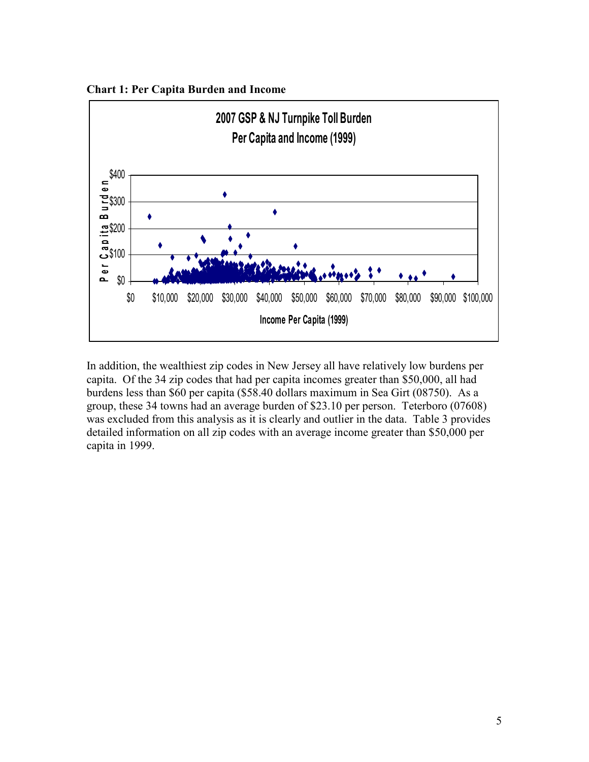**Chart 1: Per Capita Burden and Income**

In addition, the wealthiest zip codes in New Jersey all have relatively low burdens per capita. Of the 34 zip codes that had per capita incomes greater than $50,000, all had burdens less than $60 per capita ($58.40 dollars maximum in Sea Girt (08750). As a group, these 34 towns had an average burden of $23.10 per person. Teterboro (07608) was excluded from this analysis as it is clearly and outlier in the data. Table 3 provides detailed information on all zip codes with an average income greater than $50,000 per capita in 1999.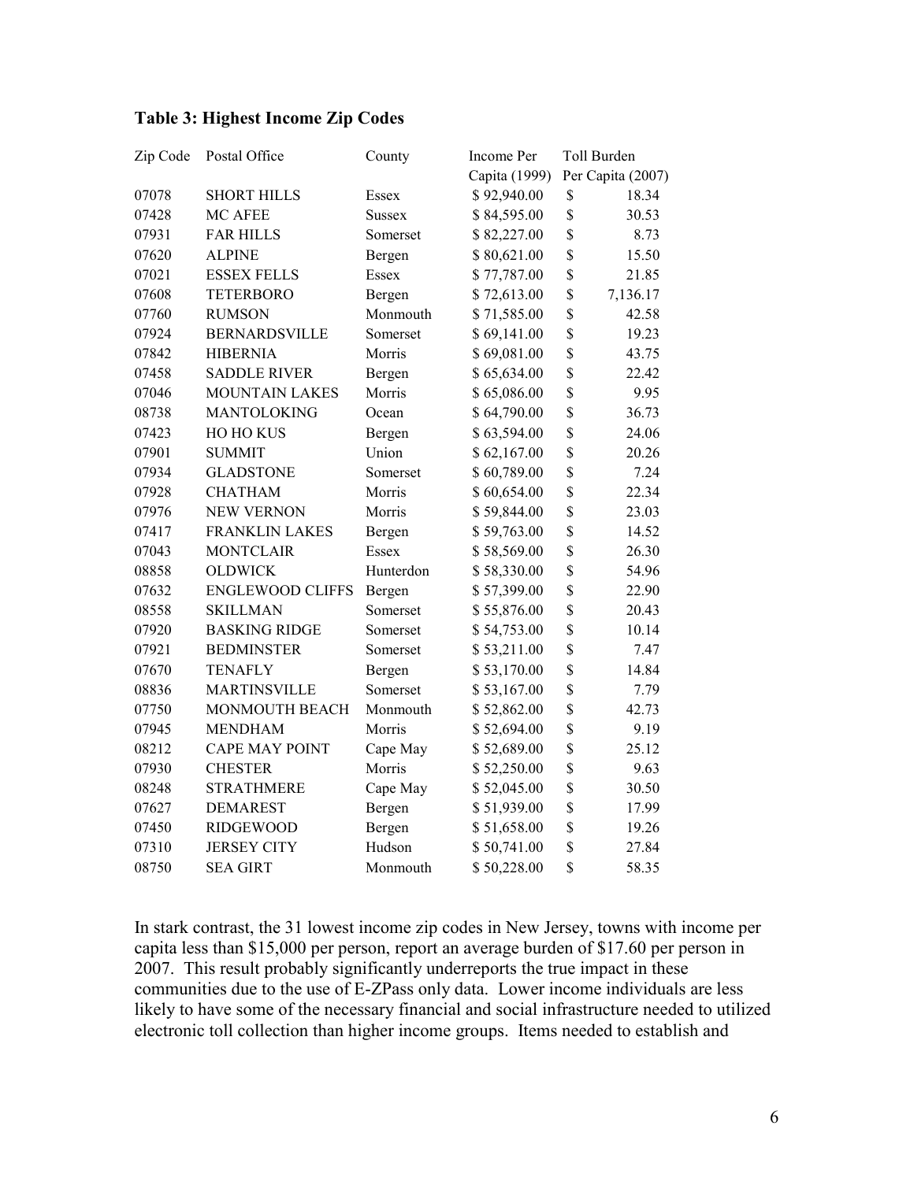**Table 3: Highest Income Zip Codes**

| Zip Code | Postal Office | County | Income Per Capita (1999) | Toll Burden Per Capita (2007) |
|---|---|---|---|---|
| 07078 | SHORT HILLS | Essex | $ 92,940.00 | $ 18.34 |
| 07428 | MC AFEE | Sussex | $ 84,595.00 | $ 30.53 |
| 07931 | FAR HILLS | Somerset | $ 82,227.00 | $ 8.73 |
| 07620 | ALPINE | Bergen | $ 80,621.00 | $ 15.50 |
| 07021 | ESSEX FELLS | Essex | $ 77,787.00 | $ 21.85 |
| 07608 | TETERBORO | Bergen | $ 72,613.00 | $ 7,136.17 |
| 07760 | RUMSON | Monmouth | $ 71,585.00 | $ 42.58 |
| 07924 | BERNARDSVILLE | Somerset | $ 69,141.00 | $ 19.23 |
| 07842 | HIBERNIA | Morris | $ 69,081.00 | $ 43.75 |
| 07458 | SADDLE RIVER | Bergen | $ 65,634.00 | $ 22.42 |
| 07046 | MOUNTAIN LAKES | Morris | $ 65,086.00 | $ 9.95 |
| 08738 | MANTOLOKING | Ocean | $ 64,790.00 | $ 36.73 |
| 07423 | HO HO KUS | Bergen | $ 63,594.00 | $ 24.06 |
| 07901 | SUMMIT | Union | $ 62,167.00 | $ 20.26 |
| 07934 | GLADSTONE | Somerset | $ 60,789.00 | $ 7.24 |
| 07928 | CHATHAM | Morris | $ 60,654.00 | $ 22.34 |
| 07976 | NEW VERNON | Morris | $ 59,844.00 | $ 23.03 |
| 07417 | FRANKLIN LAKES | Bergen | $ 59,763.00 | $ 14.52 |
| 07043 | MONTCLAIR | Essex | $ 58,569.00 | $ 26.30 |
| 08858 | OLDWICK | Hunterdon | $ 58,330.00 | $ 54.96 |
| 07632 | ENGLEWOOD CLIFFS | Bergen | $ 57,399.00 | $ 22.90 |
| 08558 | SKILLMAN | Somerset | $ 55,876.00 | $ 20.43 |
| 07920 | BASKING RIDGE | Somerset | $ 54,753.00 | $ 10.14 |
| 07921 | BEDMINSTER | Somerset | $ 53,211.00 | $ 7.47 |
| 07670 | TENAFLY | Bergen | $ 53,170.00 | $ 14.84 |
| 08836 | MARTINSVILLE | Somerset | $ 53,167.00 | $ 7.79 |
| 07750 | MONMOUTH BEACH | Monmouth | $ 52,862.00 | $ 42.73 |
| 07945 | MENDHAM | Morris | $ 52,694.00 | $ 9.19 |
| 08212 | CAPE MAY POINT | Cape May | $ 52,689.00 | $ 25.12 |
| 07930 | CHESTER | Morris | $ 52,250.00 | $ 9.63 |
| 08248 | STRATHMERE | Cape May | $ 52,045.00 | $ 30.50 |
| 07627 | DEMAREST | Bergen | $ 51,939.00 | $ 17.99 |
| 07450 | RIDGEWOOD | Bergen | $ 51,658.00 | $ 19.26 |
| 07310 | JERSEY CITY | Hudson | $ 50,741.00 | $ 27.84 |
| 08750 | SEA GIRT | Monmouth | $ 50,228.00 | $ 58.35 |

In stark contrast, the 31 lowest income zip codes in New Jersey, towns with income per capita less than $15,000 per person, report an average burden of $17.60 per person in 2007. This result probably significantly underreports the true impact in these communities due to the use of E-ZPass only data. Lower income individuals are less likely to have some of the necessary financial and social infrastructure needed to utilized electronic toll collection than higher income groups. Items needed to establish and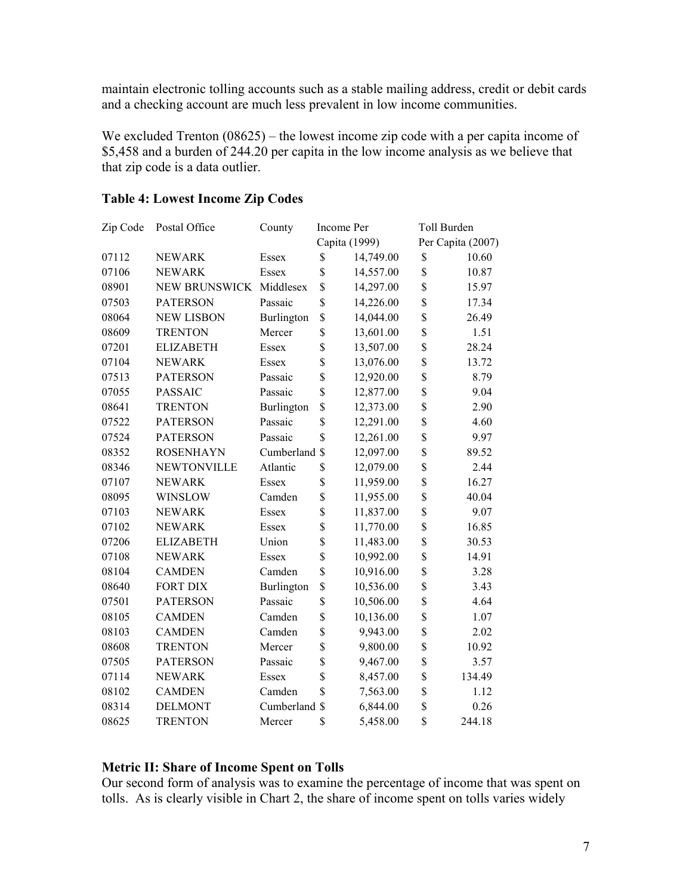maintain electronic tolling accounts such as a stable mailing address, credit or debit cards and a checking account are much less prevalent in low income communities.

We excluded Trenton (08625) – the lowest income zip code with a per capita income of $5,458 and a burden of 244.20 per capita in the low income analysis as we believe that that zip code is a data outlier.

### Table 4: Lowest Income Zip Codes

| Zip Code | Postal Office | County | Income Per Capita (1999) | Toll Burden Per Capita (2007) |
|---|---|---|---|---|
| 07112 | NEWARK | Essex | $ 14,749.00 | $ 10.60 |
| 07106 | NEWARK | Essex | $ 14,557.00 | $ 10.87 |
| 08901 | NEW BRUNSWICK | Middlesex | $ 14,297.00 | $ 15.97 |
| 07503 | PATERSON | Passaic | $ 14,226.00 | $ 17.34 |
| 08064 | NEW LISBON | Burlington | $ 14,044.00 | $ 26.49 |
| 08609 | TRENTON | Mercer | $ 13,601.00 | $ 1.51 |
| 07201 | ELIZABETH | Essex | $ 13,507.00 | $ 28.24 |
| 07104 | NEWARK | Essex | $ 13,076.00 | $ 13.72 |
| 07513 | PATERSON | Passaic | $ 12,920.00 | $ 8.79 |
| 07055 | PASSAIC | Passaic | $ 12,877.00 | $ 9.04 |
| 08641 | TRENTON | Burlington | $ 12,373.00 | $ 2.90 |
| 07522 | PATERSON | Passaic | $ 12,291.00 | $ 4.60 |
| 07524 | PATERSON | Passaic | $ 12,261.00 | $ 9.97 |
| 08352 | ROSENHAYN | Cumberland | $ 12,097.00 | $ 89.52 |
| 08346 | NEWTONVILLE | Atlantic | $ 12,079.00 | $ 2.44 |
| 07107 | NEWARK | Essex | $ 11,959.00 | $ 16.27 |
| 08095 | WINSLOW | Camden | $ 11,955.00 | $ 40.04 |
| 07103 | NEWARK | Essex | $ 11,837.00 | $ 9.07 |
| 07102 | NEWARK | Essex | $ 11,770.00 | $ 16.85 |
| 07206 | ELIZABETH | Union | $ 11,483.00 | $ 30.53 |
| 07108 | NEWARK | Essex | $ 10,992.00 | $ 14.91 |
| 08104 | CAMDEN | Camden | $ 10,916.00 | $ 3.28 |
| 08640 | FORT DIX | Burlington | $ 10,536.00 | $ 3.43 |
| 07501 | PATERSON | Passaic | $ 10,506.00 | $ 4.64 |
| 08105 | CAMDEN | Camden | $ 10,136.00 | $ 1.07 |
| 08103 | CAMDEN | Camden | $ 9,943.00 | $ 2.02 |
| 08608 | TRENTON | Mercer | $ 9,800.00 | $ 10.92 |
| 07505 | PATERSON | Passaic | $ 9,467.00 | $ 3.57 |
| 07114 | NEWARK | Essex | $ 8,457.00 | $ 134.49 |
| 08102 | CAMDEN | Camden | $ 7,563.00 | $ 1.12 |
| 08314 | DELMONT | Cumberland | $ 6,844.00 | $ 0.26 |
| 08625 | TRENTON | Mercer | $ 5,458.00 | $ 244.18 |

**Metric II: Share of Income Spent on Tolls**

Our second form of analysis was to examine the percentage of income that was spent on tolls. As is clearly visible in Chart 2, the share of income spent on tolls varies widely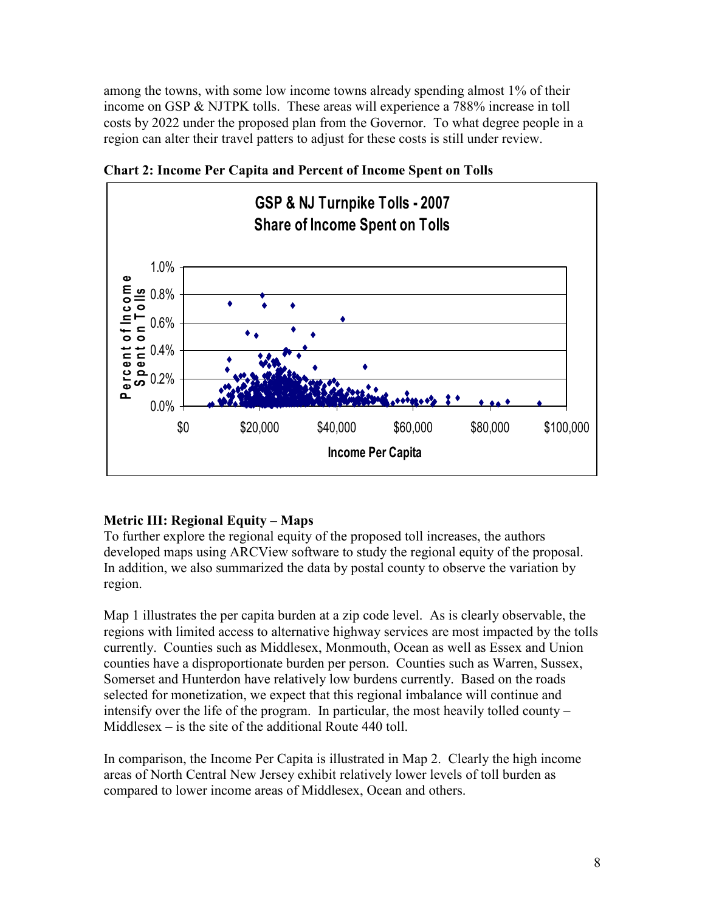among the towns, with some low income towns already spending almost 1% of their income on GSP & NJTPK tolls. These areas will experience a 788% increase in toll costs by 2022 under the proposed plan from the Governor. To what degree people in a region can alter their travel patters to adjust for these costs is still under review.

**Chart 2: Income Per Capita and Percent of Income Spent on Tolls**

**Metric III: Regional Equity – Maps**

To further explore the regional equity of the proposed toll increases, the authors developed maps using ARCView software to study the regional equity of the proposal. In addition, we also summarized the data by postal county to observe the variation by region.

Map 1 illustrates the per capita burden at a zip code level. As is clearly observable, the regions with limited access to alternative highway services are most impacted by the tolls currently. Counties such as Middlesex, Monmouth, Ocean as well as Essex and Union counties have a disproportionate burden per person. Counties such as Warren, Sussex, Somerset and Hunterdon have relatively low burdens currently. Based on the roads selected for monetization, we expect that this regional imbalance will continue and intensify over the life of the program. In particular, the most heavily tolled county – Middlesex – is the site of the additional Route 440 toll.

In comparison, the Income Per Capita is illustrated in Map 2. Clearly the high income areas of North Central New Jersey exhibit relatively lower levels of toll burden as compared to lower income areas of Middlesex, Ocean and others.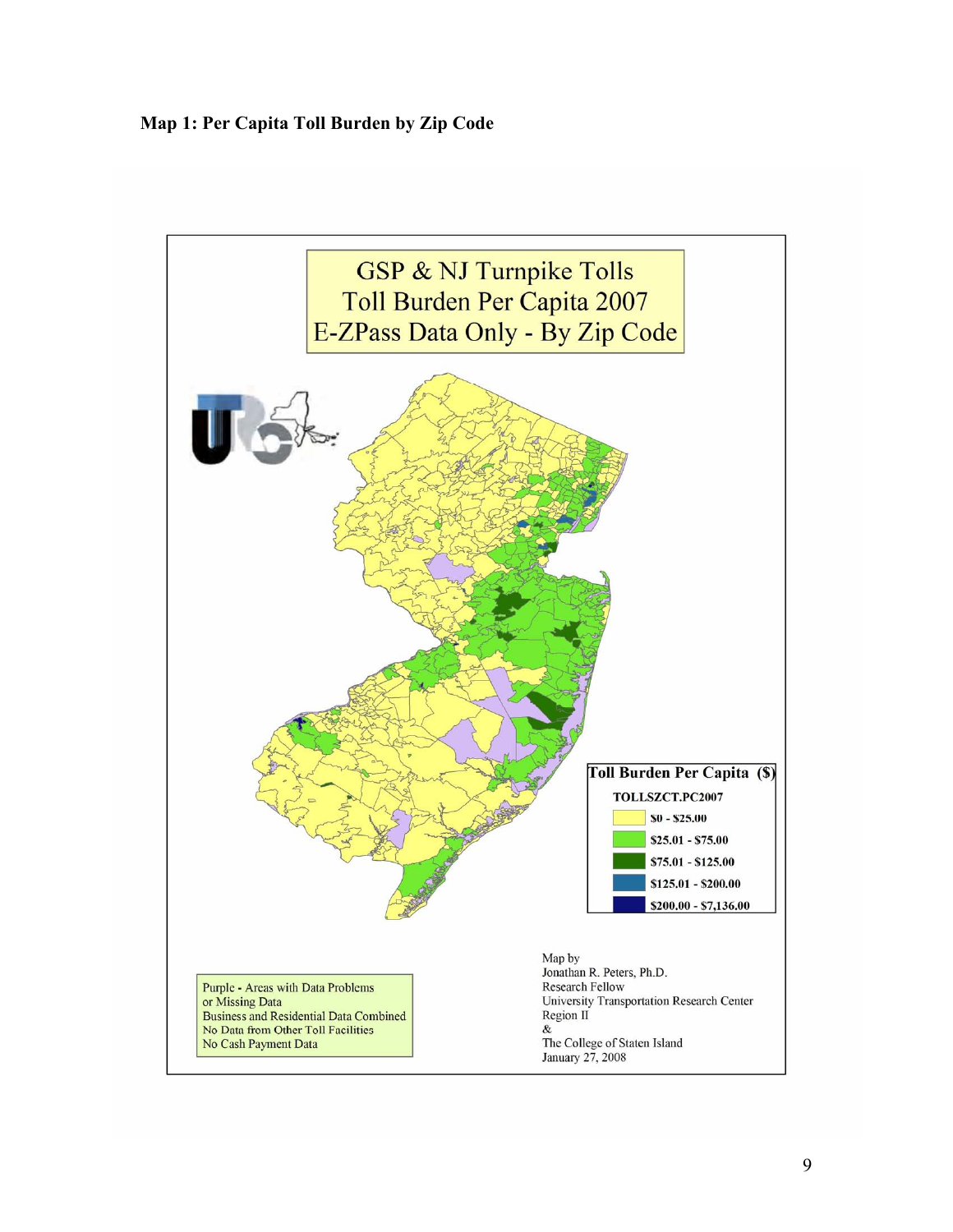**Map 1: Per Capita Toll Burden by Zip Code**

GSP & NJ Turnpike Tolls
Toll Burden Per Capita 2007
E-ZPass Data Only - By Zip Code

**Toll Burden Per Capita ($)**

**TOLLSZCT.PC2007**

- **$0 - $25.00**
- **$25.01 - $75.00**
- **$75.01 - $125.00**
- **$125.01 - $200.00**
- **$200.00 - $7,136.00**

Purple - Areas with Data Problems
or Missing Data
Business and Residential Data Combined
No Data from Other Toll Facilities
No Cash Payment Data

Map by
Jonathan R. Peters, Ph.D.
Research Fellow
University Transportation Research Center
Region II
&
The College of Staten Island
January 27, 2008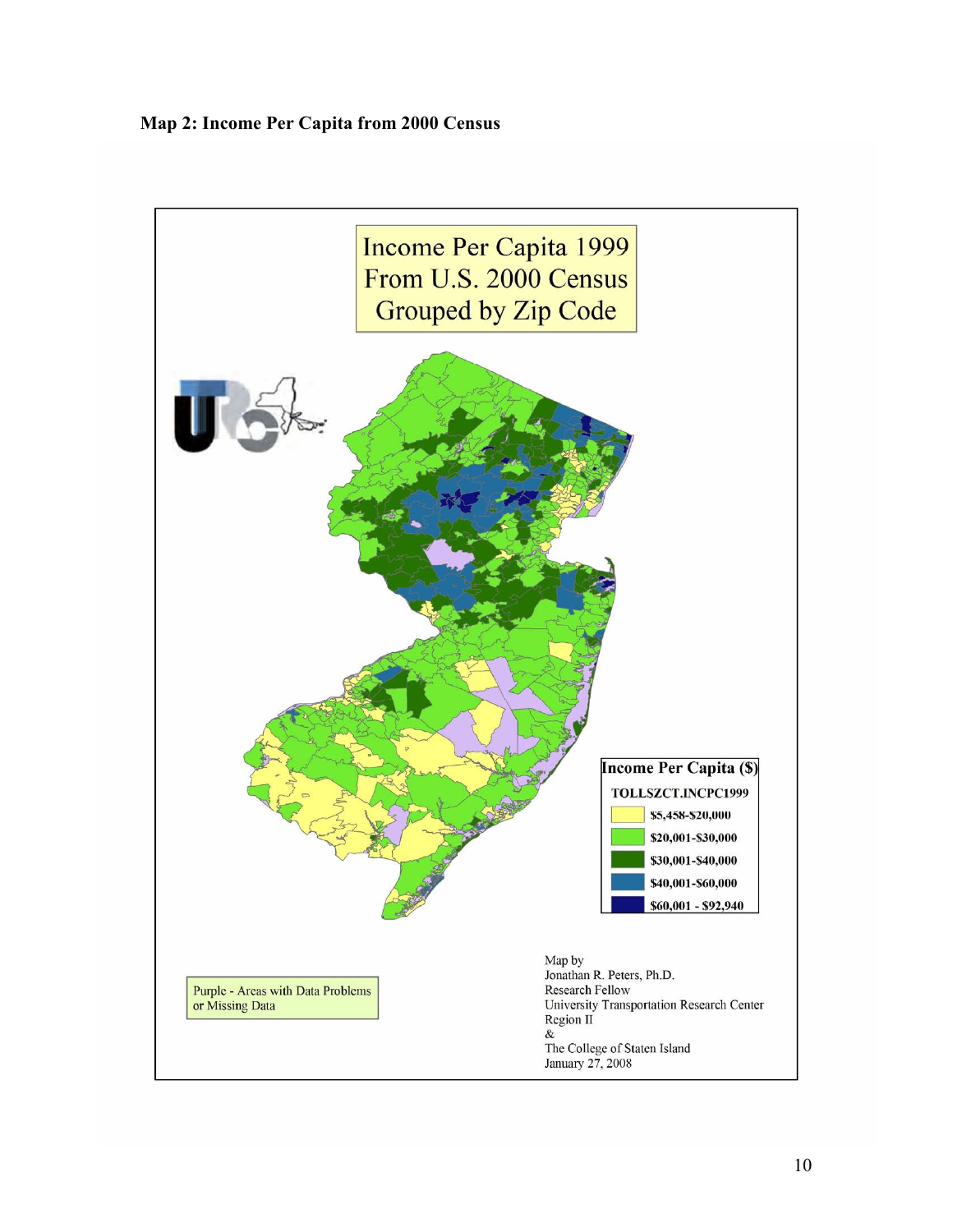**Map 2: Income Per Capita from 2000 Census**

Income Per Capita 1999
From U.S. 2000 Census
Grouped by Zip Code

Income Per Capita ($)

TOLLSZCT.INCPC1999

- $5,458-$20,000
- $20,001-$30,000
- $30,001-$40,000
- $40,001-$60,000
- $60,001 - $92,940

Purple - Areas with Data Problems or Missing Data

Map by
Jonathan R. Peters, Ph.D.
Research Fellow
University Transportation Research Center
Region II
&
The College of Staten Island
January 27, 2008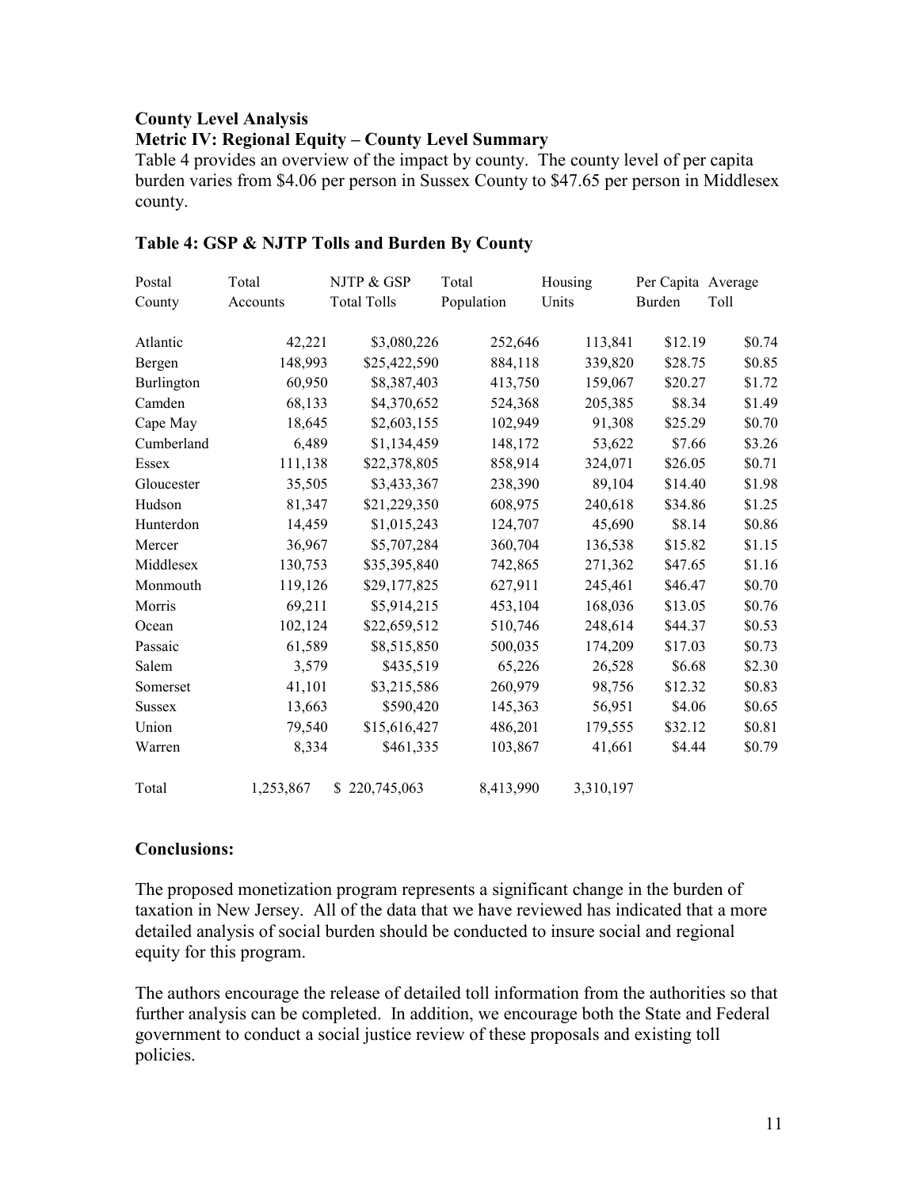**County Level Analysis**

**Metric IV: Regional Equity – County Level Summary**

Table 4 provides an overview of the impact by county. The county level of per capita burden varies from $4.06 per person in Sussex County to $47.65 per person in Middlesex county.

**Table 4: GSP & NJTP Tolls and Burden By County**

| Postal County | Total Accounts | NJTP & GSP Total Tolls | Total Population | Housing Units | Per Capita Burden | Average Toll |
|---|---|---|---|---|---|---|
| Atlantic | 42,221 | $3,080,226 | 252,646 | 113,841 | $12.19 | $0.74 |
| Bergen | 148,993 | $25,422,590 | 884,118 | 339,820 | $28.75 | $0.85 |
| Burlington | 60,950 | $8,387,403 | 413,750 | 159,067 | $20.27 | $1.72 |
| Camden | 68,133 | $4,370,652 | 524,368 | 205,385 | $8.34 | $1.49 |
| Cape May | 18,645 | $2,603,155 | 102,949 | 91,308 | $25.29 | $0.70 |
| Cumberland | 6,489 | $1,134,459 | 148,172 | 53,622 | $7.66 | $3.26 |
| Essex | 111,138 | $22,378,805 | 858,914 | 324,071 | $26.05 | $0.71 |
| Gloucester | 35,505 | $3,433,367 | 238,390 | 89,104 | $14.40 | $1.98 |
| Hudson | 81,347 | $21,229,350 | 608,975 | 240,618 | $34.86 | $1.25 |
| Hunterdon | 14,459 | $1,015,243 | 124,707 | 45,690 | $8.14 | $0.86 |
| Mercer | 36,967 | $5,707,284 | 360,704 | 136,538 | $15.82 | $1.15 |
| Middlesex | 130,753 | $35,395,840 | 742,865 | 271,362 | $47.65 | $1.16 |
| Monmouth | 119,126 | $29,177,825 | 627,911 | 245,461 | $46.47 | $0.70 |
| Morris | 69,211 | $5,914,215 | 453,104 | 168,036 | $13.05 | $0.76 |
| Ocean | 102,124 | $22,659,512 | 510,746 | 248,614 | $44.37 | $0.53 |
| Passaic | 61,589 | $8,515,850 | 500,035 | 174,209 | $17.03 | $0.73 |
| Salem | 3,579 | $435,519 | 65,226 | 26,528 | $6.68 | $2.30 |
| Somerset | 41,101 | $3,215,586 | 260,979 | 98,756 | $12.32 | $0.83 |
| Sussex | 13,663 | $590,420 | 145,363 | 56,951 | $4.06 | $0.65 |
| Union | 79,540 | $15,616,427 | 486,201 | 179,555 | $32.12 | $0.81 |
| Warren | 8,334 | $461,335 | 103,867 | 41,661 | $4.44 | $0.79 |
| Total | 1,253,867 | $ 220,745,063 | 8,413,990 | 3,310,197 | | |

**Conclusions:**

The proposed monetization program represents a significant change in the burden of taxation in New Jersey. All of the data that we have reviewed has indicated that a more detailed analysis of social burden should be conducted to insure social and regional equity for this program.

The authors encourage the release of detailed toll information from the authorities so that further analysis can be completed. In addition, we encourage both the State and Federal government to conduct a social justice review of these proposals and existing toll policies.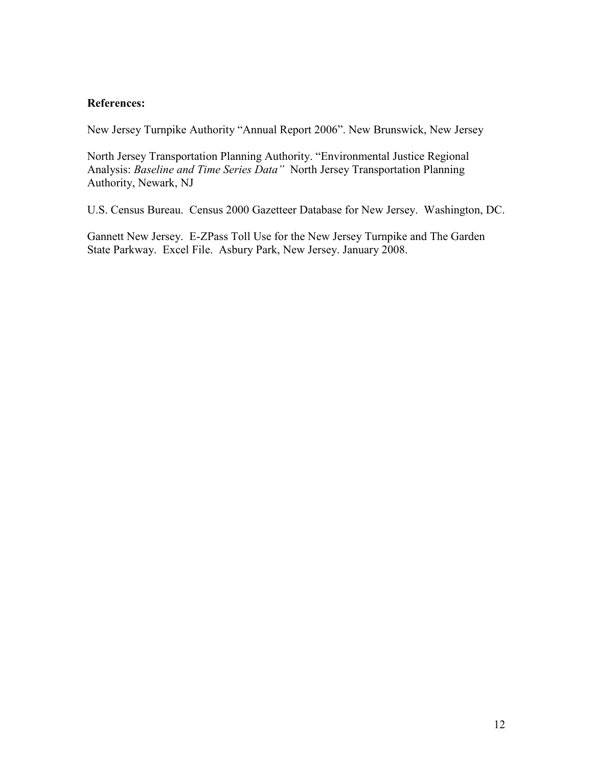**References:**

New Jersey Turnpike Authority "Annual Report 2006". New Brunswick, New Jersey

North Jersey Transportation Planning Authority. "Environmental Justice Regional Analysis: *Baseline and Time Series Data"* North Jersey Transportation Planning Authority, Newark, NJ

U.S. Census Bureau. Census 2000 Gazetteer Database for New Jersey. Washington, DC.

Gannett New Jersey. E-ZPass Toll Use for the New Jersey Turnpike and The Garden State Parkway. Excel File. Asbury Park, New Jersey. January 2008.